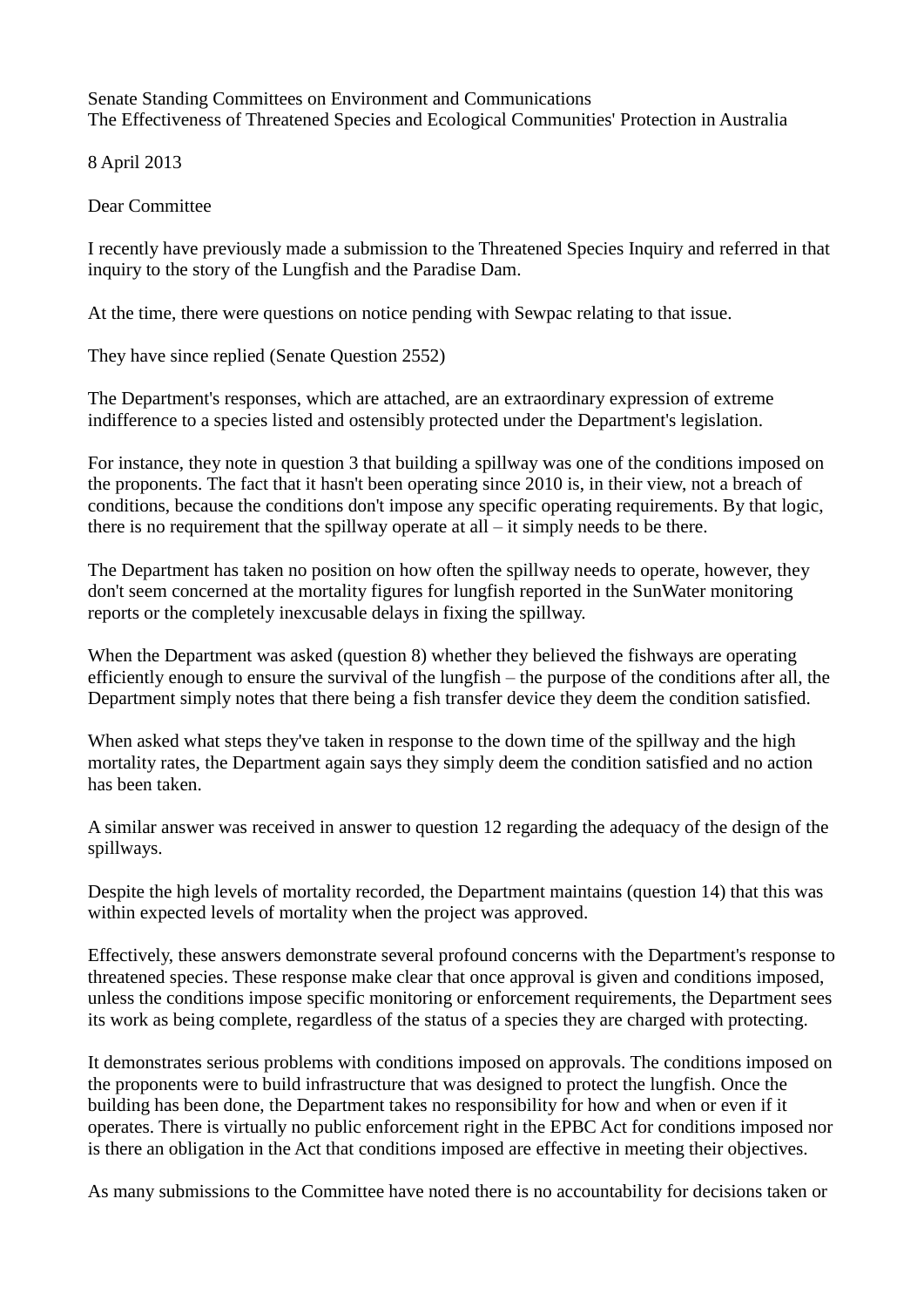Senate Standing Committees on Environment and Communications
The Effectiveness of Threatened Species and Ecological Communities' Protection in Australia

8 April 2013

Dear Committee

I recently have previously made a submission to the Threatened Species Inquiry and referred in that inquiry to the story of the Lungfish and the Paradise Dam.

At the time, there were questions on notice pending with Sewpac relating to that issue.

They have since replied (Senate Question 2552)

The Department's responses, which are attached, are an extraordinary expression of extreme indifference to a species listed and ostensibly protected under the Department's legislation.

For instance, they note in question 3 that building a spillway was one of the conditions imposed on the proponents. The fact that it hasn't been operating since 2010 is, in their view, not a breach of conditions, because the conditions don't impose any specific operating requirements. By that logic, there is no requirement that the spillway operate at all – it simply needs to be there.

The Department has taken no position on how often the spillway needs to operate, however, they don't seem concerned at the mortality figures for lungfish reported in the SunWater monitoring reports or the completely inexcusable delays in fixing the spillway.

When the Department was asked (question 8) whether they believed the fishways are operating efficiently enough to ensure the survival of the lungfish – the purpose of the conditions after all, the Department simply notes that there being a fish transfer device they deem the condition satisfied.

When asked what steps they've taken in response to the down time of the spillway and the high mortality rates, the Department again says they simply deem the condition satisfied and no action has been taken.

A similar answer was received in answer to question 12 regarding the adequacy of the design of the spillways.

Despite the high levels of mortality recorded, the Department maintains (question 14) that this was within expected levels of mortality when the project was approved.

Effectively, these answers demonstrate several profound concerns with the Department's response to threatened species. These response make clear that once approval is given and conditions imposed, unless the conditions impose specific monitoring or enforcement requirements, the Department sees its work as being complete, regardless of the status of a species they are charged with protecting.

It demonstrates serious problems with conditions imposed on approvals. The conditions imposed on the proponents were to build infrastructure that was designed to protect the lungfish. Once the building has been done, the Department takes no responsibility for how and when or even if it operates. There is virtually no public enforcement right in the EPBC Act for conditions imposed nor is there an obligation in the Act that conditions imposed are effective in meeting their objectives.

As many submissions to the Committee have noted there is no accountability for decisions taken or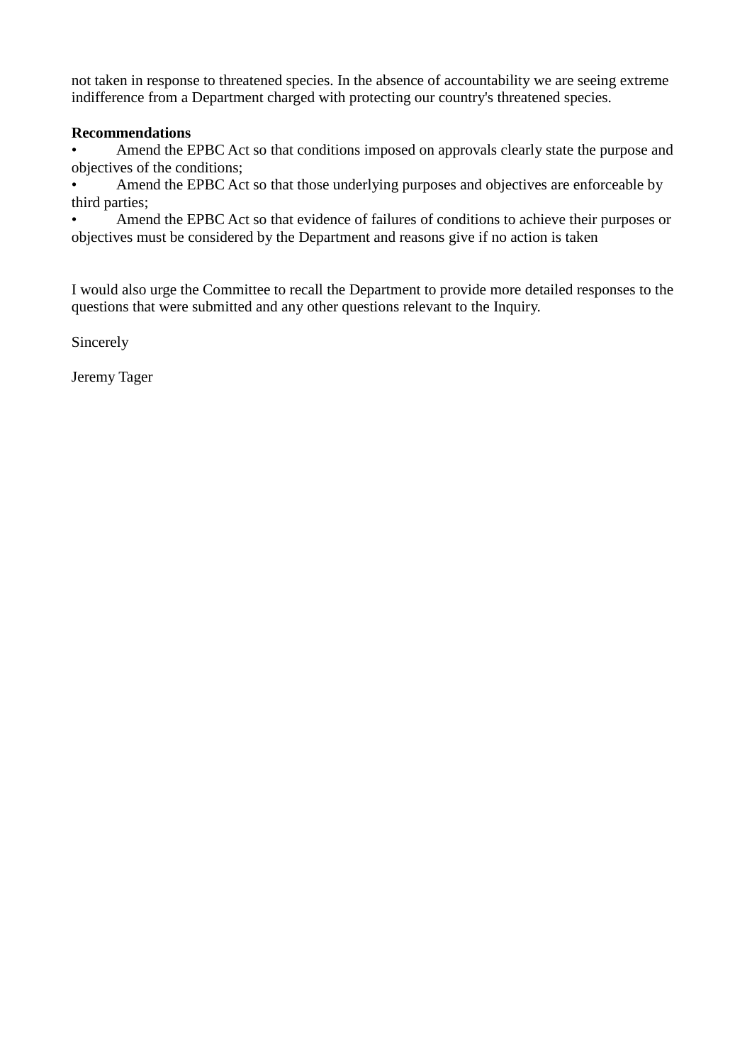not taken in response to threatened species. In the absence of accountability we are seeing extreme indifference from a Department charged with protecting our country's threatened species.

**Recommendations**

- Amend the EPBC Act so that conditions imposed on approvals clearly state the purpose and objectives of the conditions;
- Amend the EPBC Act so that those underlying purposes and objectives are enforceable by third parties;
- Amend the EPBC Act so that evidence of failures of conditions to achieve their purposes or objectives must be considered by the Department and reasons give if no action is taken

I would also urge the Committee to recall the Department to provide more detailed responses to the questions that were submitted and any other questions relevant to the Inquiry.

Sincerely

Jeremy Tager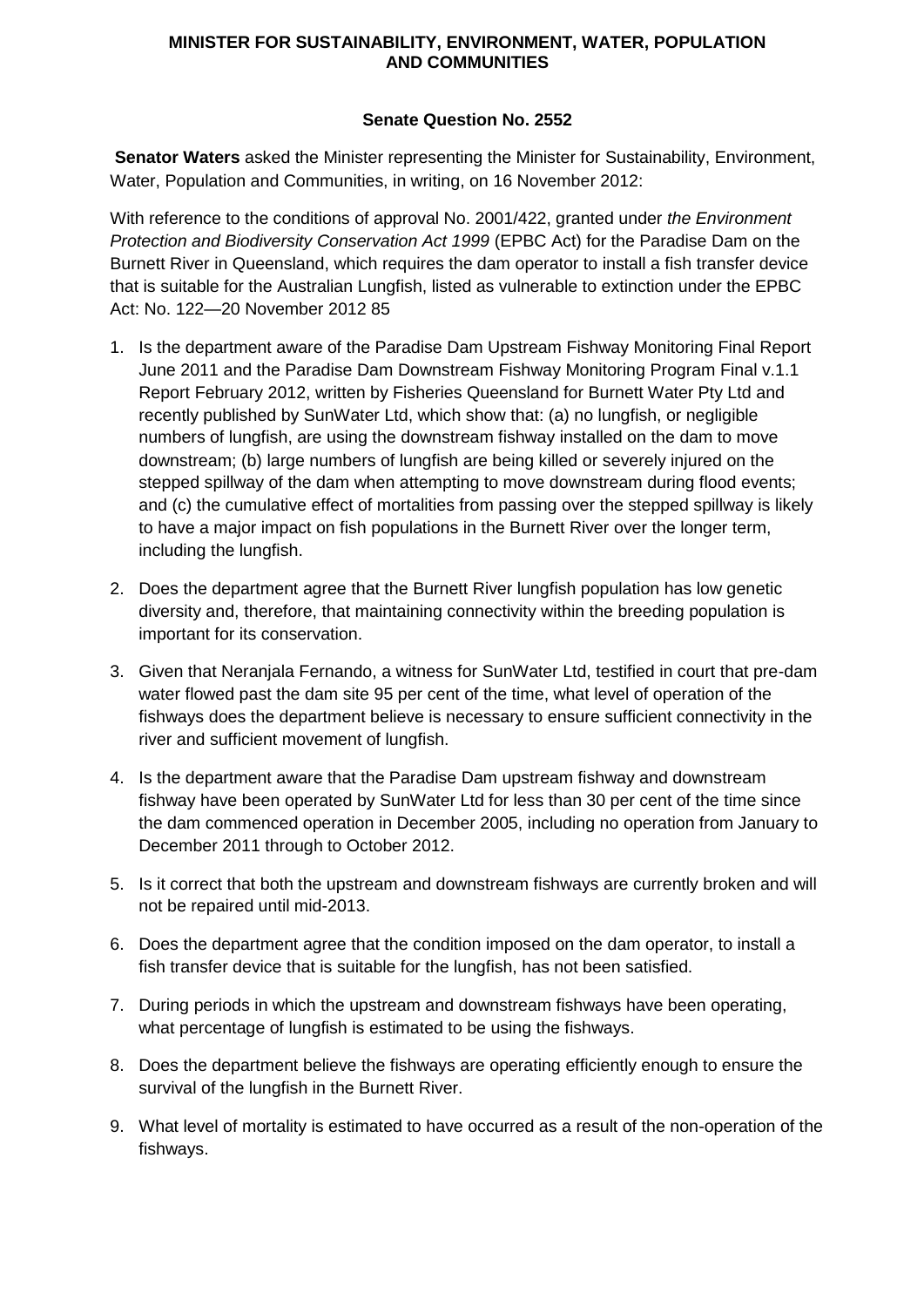**MINISTER FOR SUSTAINABILITY, ENVIRONMENT, WATER, POPULATION AND COMMUNITIES**

**Senate Question No. 2552**

**Senator Waters** asked the Minister representing the Minister for Sustainability, Environment, Water, Population and Communities, in writing, on 16 November 2012:

With reference to the conditions of approval No. 2001/422, granted under *the Environment Protection and Biodiversity Conservation Act 1999* (EPBC Act) for the Paradise Dam on the Burnett River in Queensland, which requires the dam operator to install a fish transfer device that is suitable for the Australian Lungfish, listed as vulnerable to extinction under the EPBC Act: No. 122—20 November 2012 85

1. Is the department aware of the Paradise Dam Upstream Fishway Monitoring Final Report June 2011 and the Paradise Dam Downstream Fishway Monitoring Program Final v.1.1 Report February 2012, written by Fisheries Queensland for Burnett Water Pty Ltd and recently published by SunWater Ltd, which show that: (a) no lungfish, or negligible numbers of lungfish, are using the downstream fishway installed on the dam to move downstream; (b) large numbers of lungfish are being killed or severely injured on the stepped spillway of the dam when attempting to move downstream during flood events; and (c) the cumulative effect of mortalities from passing over the stepped spillway is likely to have a major impact on fish populations in the Burnett River over the longer term, including the lungfish.
2. Does the department agree that the Burnett River lungfish population has low genetic diversity and, therefore, that maintaining connectivity within the breeding population is important for its conservation.
3. Given that Neranjala Fernando, a witness for SunWater Ltd, testified in court that pre-dam water flowed past the dam site 95 per cent of the time, what level of operation of the fishways does the department believe is necessary to ensure sufficient connectivity in the river and sufficient movement of lungfish.
4. Is the department aware that the Paradise Dam upstream fishway and downstream fishway have been operated by SunWater Ltd for less than 30 per cent of the time since the dam commenced operation in December 2005, including no operation from January to December 2011 through to October 2012.
5. Is it correct that both the upstream and downstream fishways are currently broken and will not be repaired until mid-2013.
6. Does the department agree that the condition imposed on the dam operator, to install a fish transfer device that is suitable for the lungfish, has not been satisfied.
7. During periods in which the upstream and downstream fishways have been operating, what percentage of lungfish is estimated to be using the fishways.
8. Does the department believe the fishways are operating efficiently enough to ensure the survival of the lungfish in the Burnett River.
9. What level of mortality is estimated to have occurred as a result of the non-operation of the fishways.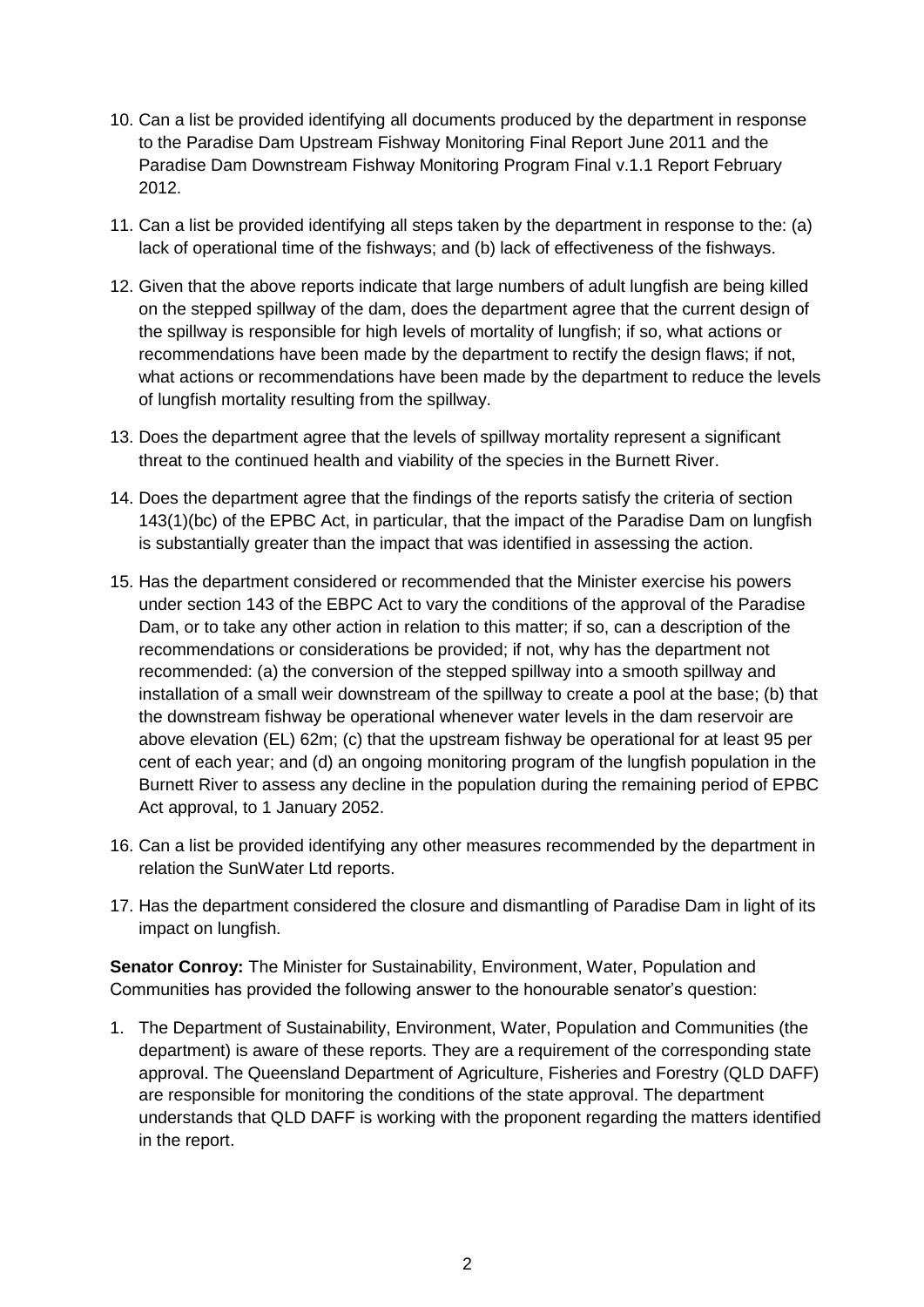10. Can a list be provided identifying all documents produced by the department in response to the Paradise Dam Upstream Fishway Monitoring Final Report June 2011 and the Paradise Dam Downstream Fishway Monitoring Program Final v.1.1 Report February 2012.

11. Can a list be provided identifying all steps taken by the department in response to the: (a) lack of operational time of the fishways; and (b) lack of effectiveness of the fishways.

12. Given that the above reports indicate that large numbers of adult lungfish are being killed on the stepped spillway of the dam, does the department agree that the current design of the spillway is responsible for high levels of mortality of lungfish; if so, what actions or recommendations have been made by the department to rectify the design flaws; if not, what actions or recommendations have been made by the department to reduce the levels of lungfish mortality resulting from the spillway.

13. Does the department agree that the levels of spillway mortality represent a significant threat to the continued health and viability of the species in the Burnett River.

14. Does the department agree that the findings of the reports satisfy the criteria of section 143(1)(bc) of the EPBC Act, in particular, that the impact of the Paradise Dam on lungfish is substantially greater than the impact that was identified in assessing the action.

15. Has the department considered or recommended that the Minister exercise his powers under section 143 of the EBPC Act to vary the conditions of the approval of the Paradise Dam, or to take any other action in relation to this matter; if so, can a description of the recommendations or considerations be provided; if not, why has the department not recommended: (a) the conversion of the stepped spillway into a smooth spillway and installation of a small weir downstream of the spillway to create a pool at the base; (b) that the downstream fishway be operational whenever water levels in the dam reservoir are above elevation (EL) 62m; (c) that the upstream fishway be operational for at least 95 per cent of each year; and (d) an ongoing monitoring program of the lungfish population in the Burnett River to assess any decline in the population during the remaining period of EPBC Act approval, to 1 January 2052.

16. Can a list be provided identifying any other measures recommended by the department in relation the SunWater Ltd reports.

17. Has the department considered the closure and dismantling of Paradise Dam in light of its impact on lungfish.

**Senator Conroy:** The Minister for Sustainability, Environment, Water, Population and Communities has provided the following answer to the honourable senator's question:

1. The Department of Sustainability, Environment, Water, Population and Communities (the department) is aware of these reports. They are a requirement of the corresponding state approval. The Queensland Department of Agriculture, Fisheries and Forestry (QLD DAFF) are responsible for monitoring the conditions of the state approval. The department understands that QLD DAFF is working with the proponent regarding the matters identified in the report.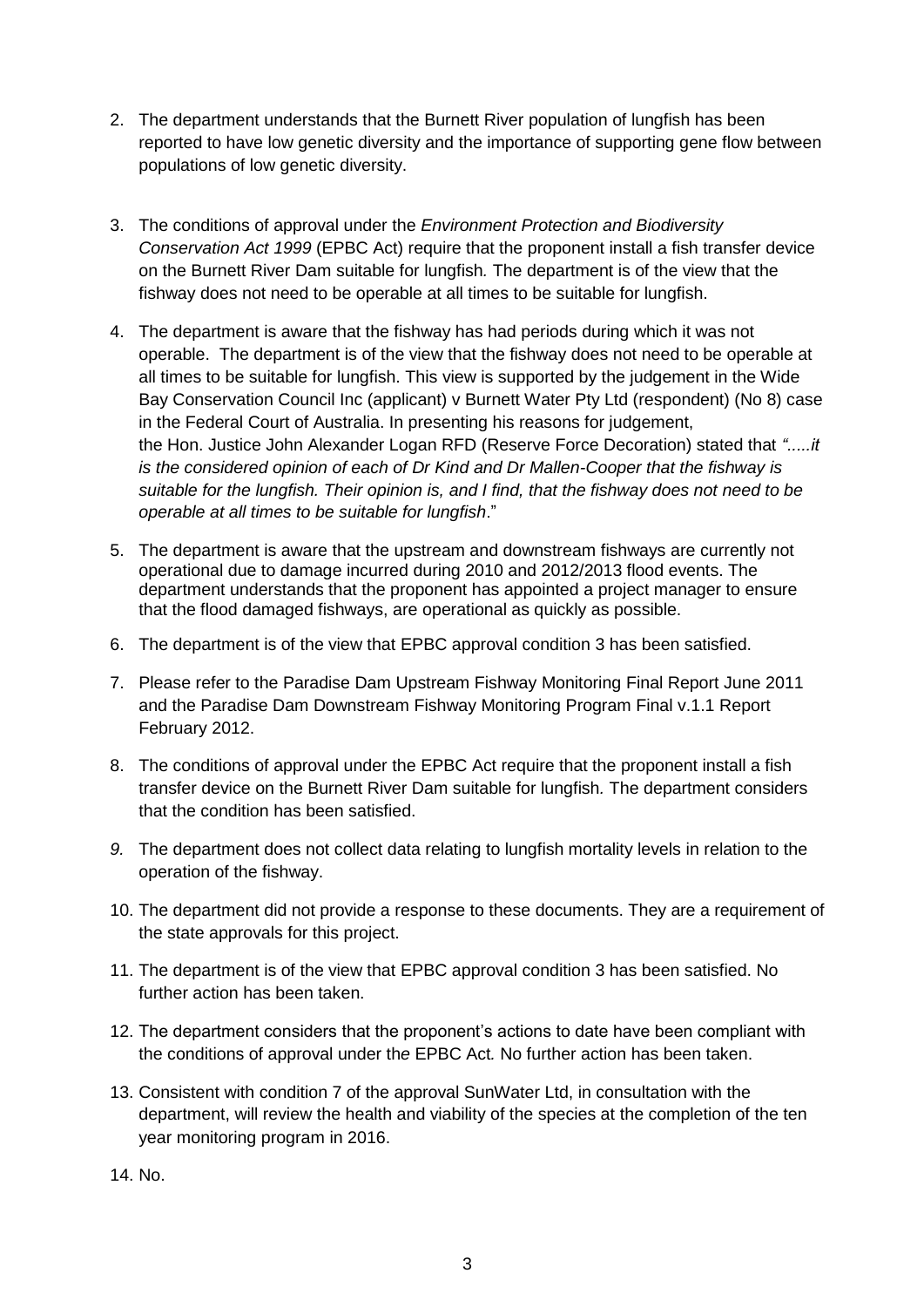2. The department understands that the Burnett River population of lungfish has been reported to have low genetic diversity and the importance of supporting gene flow between populations of low genetic diversity.

3. The conditions of approval under the *Environment Protection and Biodiversity Conservation Act 1999* (EPBC Act) require that the proponent install a fish transfer device on the Burnett River Dam suitable for lungfish*.* The department is of the view that the fishway does not need to be operable at all times to be suitable for lungfish.

4. The department is aware that the fishway has had periods during which it was not operable. The department is of the view that the fishway does not need to be operable at all times to be suitable for lungfish. This view is supported by the judgement in the Wide Bay Conservation Council Inc (applicant) v Burnett Water Pty Ltd (respondent) (No 8) case in the Federal Court of Australia. In presenting his reasons for judgement, the Hon. Justice John Alexander Logan RFD (Reserve Force Decoration) stated that *".....it is the considered opinion of each of Dr Kind and Dr Mallen-Cooper that the fishway is suitable for the lungfish. Their opinion is, and I find, that the fishway does not need to be operable at all times to be suitable for lungfish*."

5. The department is aware that the upstream and downstream fishways are currently not operational due to damage incurred during 2010 and 2012/2013 flood events. The department understands that the proponent has appointed a project manager to ensure that the flood damaged fishways, are operational as quickly as possible.

6. The department is of the view that EPBC approval condition 3 has been satisfied.

7. Please refer to the Paradise Dam Upstream Fishway Monitoring Final Report June 2011 and the Paradise Dam Downstream Fishway Monitoring Program Final v.1.1 Report February 2012.

8. The conditions of approval under the EPBC Act require that the proponent install a fish transfer device on the Burnett River Dam suitable for lungfish*.* The department considers that the condition has been satisfied.

9. The department does not collect data relating to lungfish mortality levels in relation to the operation of the fishway.

10. The department did not provide a response to these documents. They are a requirement of the state approvals for this project.

11. The department is of the view that EPBC approval condition 3 has been satisfied. No further action has been taken.

12. The department considers that the proponent's actions to date have been compliant with the conditions of approval under the EPBC Act*.* No further action has been taken.

13. Consistent with condition 7 of the approval SunWater Ltd, in consultation with the department, will review the health and viability of the species at the completion of the ten year monitoring program in 2016.

14. No.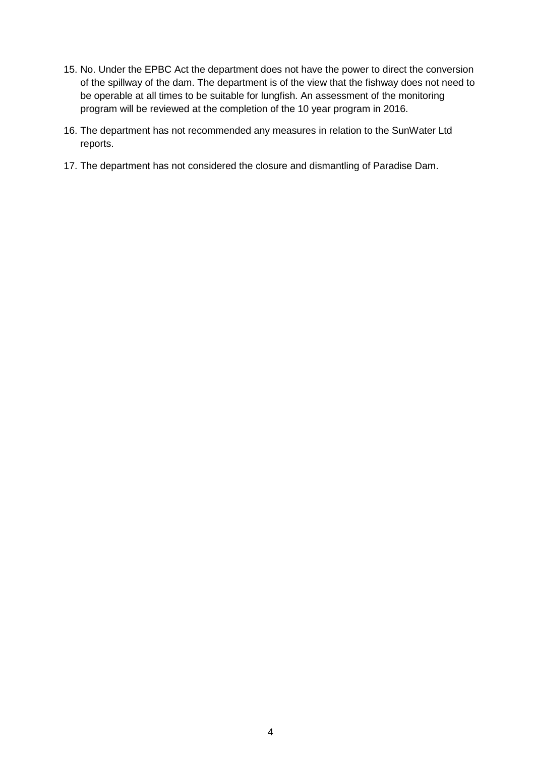15. No. Under the EPBC Act the department does not have the power to direct the conversion of the spillway of the dam. The department is of the view that the fishway does not need to be operable at all times to be suitable for lungfish. An assessment of the monitoring program will be reviewed at the completion of the 10 year program in 2016.

16. The department has not recommended any measures in relation to the SunWater Ltd reports.

17. The department has not considered the closure and dismantling of Paradise Dam.